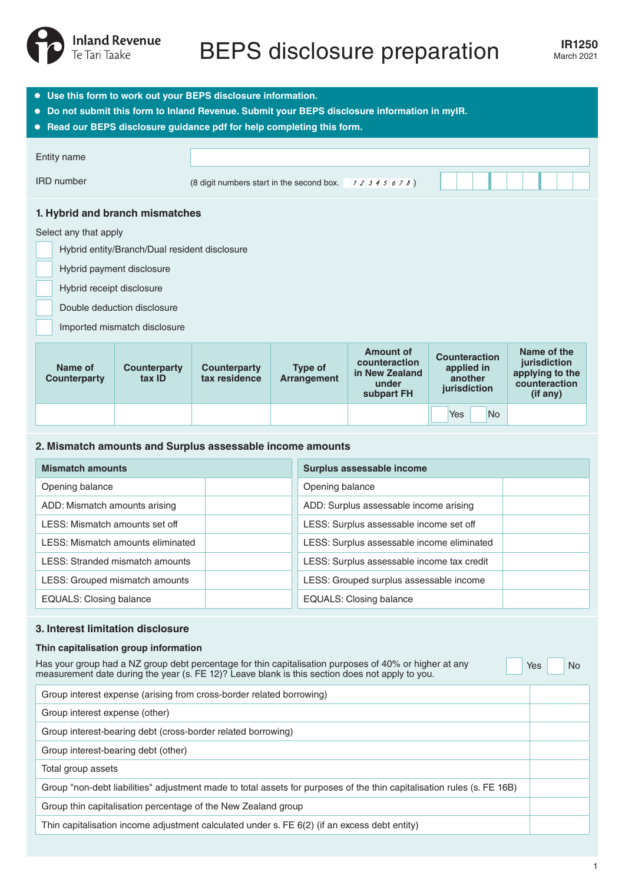Inland Revenue
Te Tari Taake

# BEPS disclosure preparation

**IR1250**
March 2021

- **Use this form to work out your BEPS disclosure information.**
- **Do not submit this form to Inland Revenue. Submit your BEPS disclosure information in myIR.**
- **Read our BEPS disclosure guidance pdf for help completing this form.**

Entity name

IRD number (8 digit numbers start in the second box. 1 2 3 4 5 6 7 8 )

## 1. Hybrid and branch mismatches

Select any that apply

- ☐ Hybrid entity/Branch/Dual resident disclosure
- ☐ Hybrid payment disclosure
- ☐ Hybrid receipt disclosure
- ☐ Double deduction disclosure
- ☐ Imported mismatch disclosure

| Name of Counterparty | Counterparty tax ID | Counterparty tax residence | Type of Arrangement | Amount of counteraction in New Zealand under subpart FH | Counteraction applied in another jurisdiction | Name of the jurisdiction applying to the counteraction (if any) |
|---|---|---|---|---|---|---|
| | | | | | ☐ Yes ☐ No | |

## 2. Mismatch amounts and Surplus assessable income amounts

| Mismatch amounts | |
|---|---|
| Opening balance | |
| ADD: Mismatch amounts arising | |
| LESS: Mismatch amounts set off | |
| LESS: Mismatch amounts eliminated | |
| LESS: Stranded mismatch amounts | |
| LESS: Grouped mismatch amounts | |
| EQUALS: Closing balance | |

| Surplus assessable income | |
|---|---|
| Opening balance | |
| ADD: Surplus assessable income arising | |
| LESS: Surplus assessable income set off | |
| LESS: Surplus assessable income eliminated | |
| LESS: Surplus assessable income tax credit | |
| LESS: Grouped surplus assessable income | |
| EQUALS: Closing balance | |

## 3. Interest limitation disclosure

### Thin capitalisation group information

Has your group had a NZ group debt percentage for thin capitalisation purposes of 40% or higher at any measurement date during the year (s. FE 12)? Leave blank is this section does not apply to you. ☐ Yes ☐ No

| | |
|---|---|
| Group interest expense (arising from cross-border related borrowing) | |
| Group interest expense (other) | |
| Group interest-bearing debt (cross-border related borrowing) | |
| Group interest-bearing debt (other) | |
| Total group assets | |
| Group "non-debt liabilities" adjustment made to total assets for purposes of the thin capitalisation rules (s. FE 16B) | |
| Group thin capitalisation percentage of the New Zealand group | |
| Thin capitalisation income adjustment calculated under s. FE 6(2) (if an excess debt entity) | |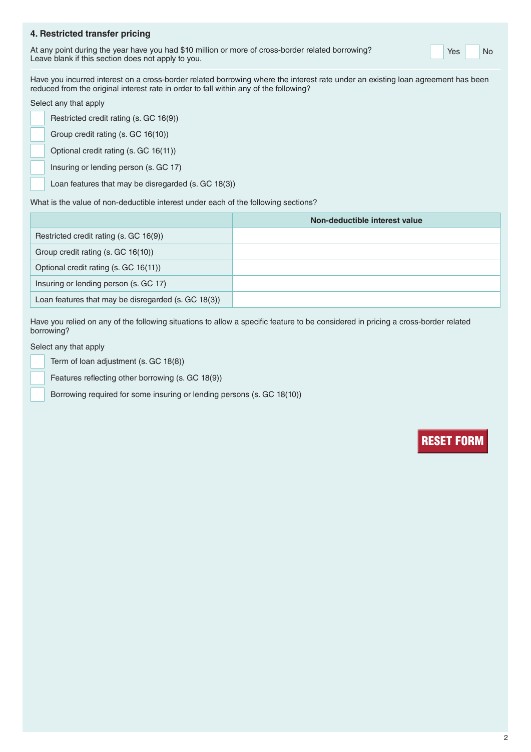## 4. Restricted transfer pricing

At any point during the year have you had $10 million or more of cross-border related borrowing?
Leave blank if this section does not apply to you.

☐ Yes ☐ No

Have you incurred interest on a cross-border related borrowing where the interest rate under an existing loan agreement has been reduced from the original interest rate in order to fall within any of the following?

Select any that apply

- ☐ Restricted credit rating (s. GC 16(9))
- ☐ Group credit rating (s. GC 16(10))
- ☐ Optional credit rating (s. GC 16(11))
- ☐ Insuring or lending person (s. GC 17)
- ☐ Loan features that may be disregarded (s. GC 18(3))

What is the value of non-deductible interest under each of the following sections?

| | Non-deductible interest value |
|---|---|
| Restricted credit rating (s. GC 16(9)) | |
| Group credit rating (s. GC 16(10)) | |
| Optional credit rating (s. GC 16(11)) | |
| Insuring or lending person (s. GC 17) | |
| Loan features that may be disregarded (s. GC 18(3)) | |

Have you relied on any of the following situations to allow a specific feature to be considered in pricing a cross-border related borrowing?

Select any that apply

- ☐ Term of loan adjustment (s. GC 18(8))
- ☐ Features reflecting other borrowing (s. GC 18(9))
- ☐ Borrowing required for some insuring or lending persons (s. GC 18(10))

RESET FORM